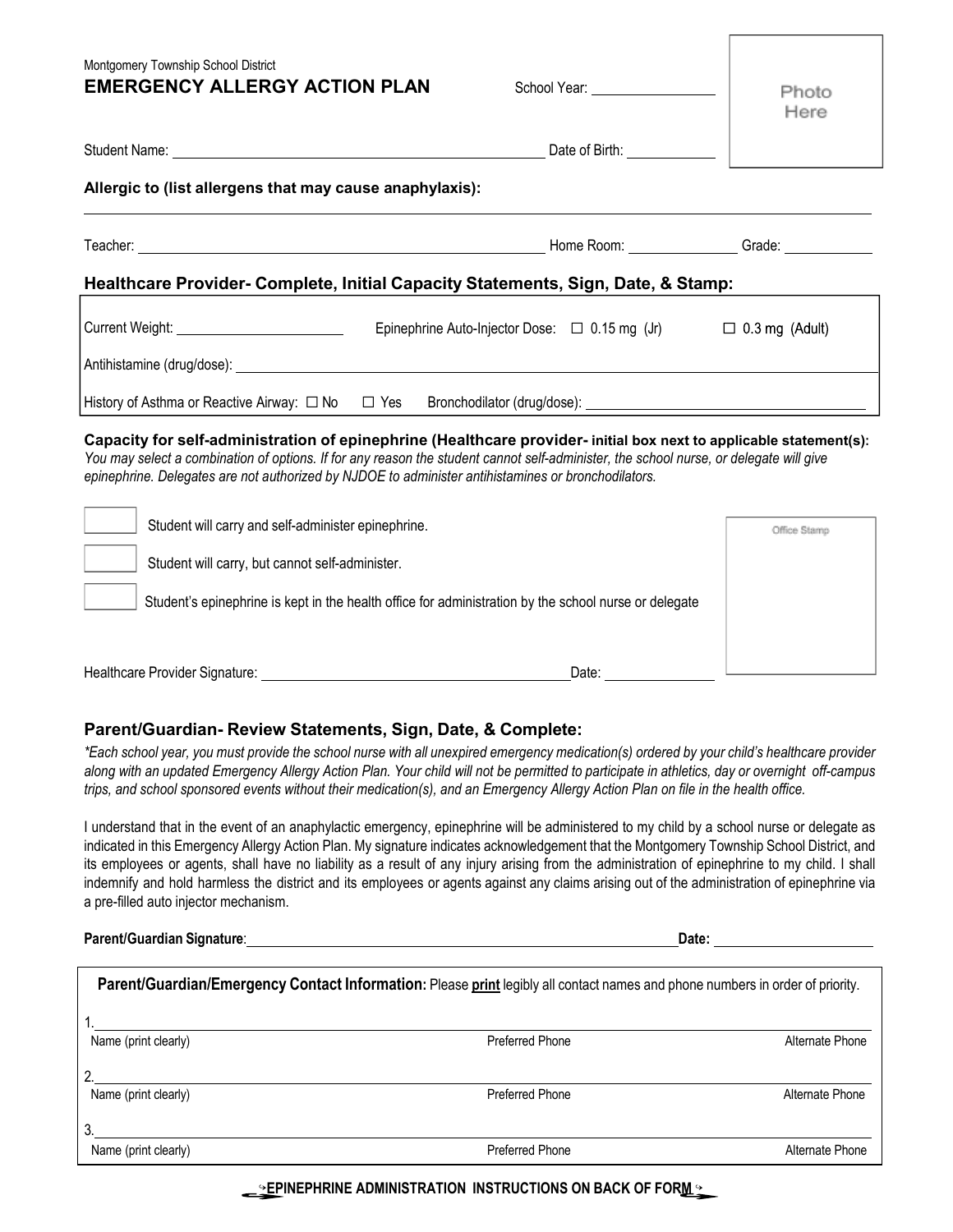Montgomery Township School District

# EMERGENCY ALLERGY ACTION PLAN

School Year: ________________

Photo Here

Student Name: ____________________________________________ Date of Birth: ____________

**Allergic to (list allergens that may cause anaphylaxis):**

______________________________________________________________________________

Teacher: ____________________________________________ Home Room: ______________ Grade: ____________

## Healthcare Provider- Complete, Initial Capacity Statements, Sign, Date, & Stamp:

Current Weight: ______________________ Epinephrine Auto-Injector Dose: ☐ 0.15 mg (Jr) ☐ 0.3 mg (Adult)

Antihistamine (drug/dose): ______________________________________________________________

History of Asthma or Reactive Airway: ☐ No ☐ Yes Bronchodilator (drug/dose): ______________________________

**Capacity for self-administration of epinephrine (Healthcare provider- initial box next to applicable statement(s):**
*You may select a combination of options. If for any reason the student cannot self-administer, the school nurse, or delegate will give epinephrine. Delegates are not authorized by NJDOE to administer antihistamines or bronchodilators.*

☐ Student will carry and self-administer epinephrine.

☐ Student will carry, but cannot self-administer.

☐ Student's epinephrine is kept in the health office for administration by the school nurse or delegate

Office Stamp

Healthcare Provider Signature: ______________________________________ Date: ______________

## Parent/Guardian- Review Statements, Sign, Date, & Complete:

*\*Each school year, you must provide the school nurse with all unexpired emergency medication(s) ordered by your child's healthcare provider along with an updated Emergency Allergy Action Plan. Your child will not be permitted to participate in athletics, day or overnight off-campus trips, and school sponsored events without their medication(s), and an Emergency Allergy Action Plan on file in the health office.*

I understand that in the event of an anaphylactic emergency, epinephrine will be administered to my child by a school nurse or delegate as indicated in this Emergency Allergy Action Plan. My signature indicates acknowledgement that the Montgomery Township School District, and its employees or agents, shall have no liability as a result of any injury arising from the administration of epinephrine to my child. I shall indemnify and hold harmless the district and its employees or agents against any claims arising out of the administration of epinephrine via a pre-filled auto injector mechanism.

**Parent/Guardian Signature**: ____________________________________________ **Date:** ____________________

**Parent/Guardian/Emergency Contact Information:** Please **print** legibly all contact names and phone numbers in order of priority.

1. ______________________________________________________________________________
Name (print clearly) | Preferred Phone | Alternate Phone

2. ______________________________________________________________________________
Name (print clearly) | Preferred Phone | Alternate Phone

3. ______________________________________________________________________________
Name (print clearly) | Preferred Phone | Alternate Phone

**EPINEPHRINE ADMINISTRATION INSTRUCTIONS ON BACK OF FORM**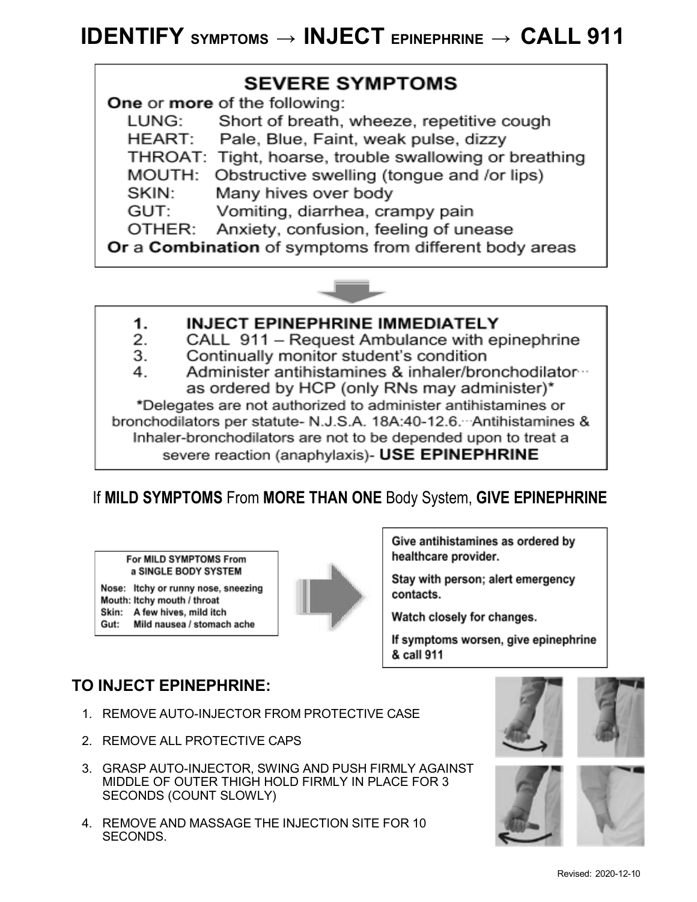# IDENTIFY SYMPTOMS → INJECT EPINEPHRINE → CALL 911

## SEVERE SYMPTOMS

**One** or **more** of the following:

- LUNG: Short of breath, wheeze, repetitive cough
- HEART: Pale, Blue, Faint, weak pulse, dizzy
- THROAT: Tight, hoarse, trouble swallowing or breathing
- MOUTH: Obstructive swelling (tongue and /or lips)
- SKIN: Many hives over body
- GUT: Vomiting, diarrhea, crampy pain
- OTHER: Anxiety, confusion, feeling of unease

**Or** a **Combination** of symptoms from different body areas

1. **INJECT EPINEPHRINE IMMEDIATELY**
2. CALL 911 – Request Ambulance with epinephrine
3. Continually monitor student's condition
4. Administer antihistamines & inhaler/bronchodilator as ordered by HCP (only RNs may administer)*

*Delegates are not authorized to administer antihistamines or bronchodilators per statute- N.J.S.A. 18A:40-12.6. Antihistamines & Inhaler-bronchodilators are not to be depended upon to treat a severe reaction (anaphylaxis)- **USE EPINEPHRINE**

If **MILD SYMPTOMS** From **MORE THAN ONE** Body System, **GIVE EPINEPHRINE**

**For MILD SYMPTOMS From a SINGLE BODY SYSTEM**

- Nose: Itchy or runny nose, sneezing
- Mouth: Itchy mouth / throat
- Skin: A few hives, mild itch
- Gut: Mild nausea / stomach ache

**Give antihistamines as ordered by healthcare provider.**

**Stay with person; alert emergency contacts.**

**Watch closely for changes.**

**If symptoms worsen, give epinephrine & call 911**

## TO INJECT EPINEPHRINE:

1. REMOVE AUTO-INJECTOR FROM PROTECTIVE CASE
2. REMOVE ALL PROTECTIVE CAPS
3. GRASP AUTO-INJECTOR, SWING AND PUSH FIRMLY AGAINST MIDDLE OF OUTER THIGH HOLD FIRMLY IN PLACE FOR 3 SECONDS (COUNT SLOWLY)
4. REMOVE AND MASSAGE THE INJECTION SITE FOR 10 SECONDS.

Revised: 2020-12-10